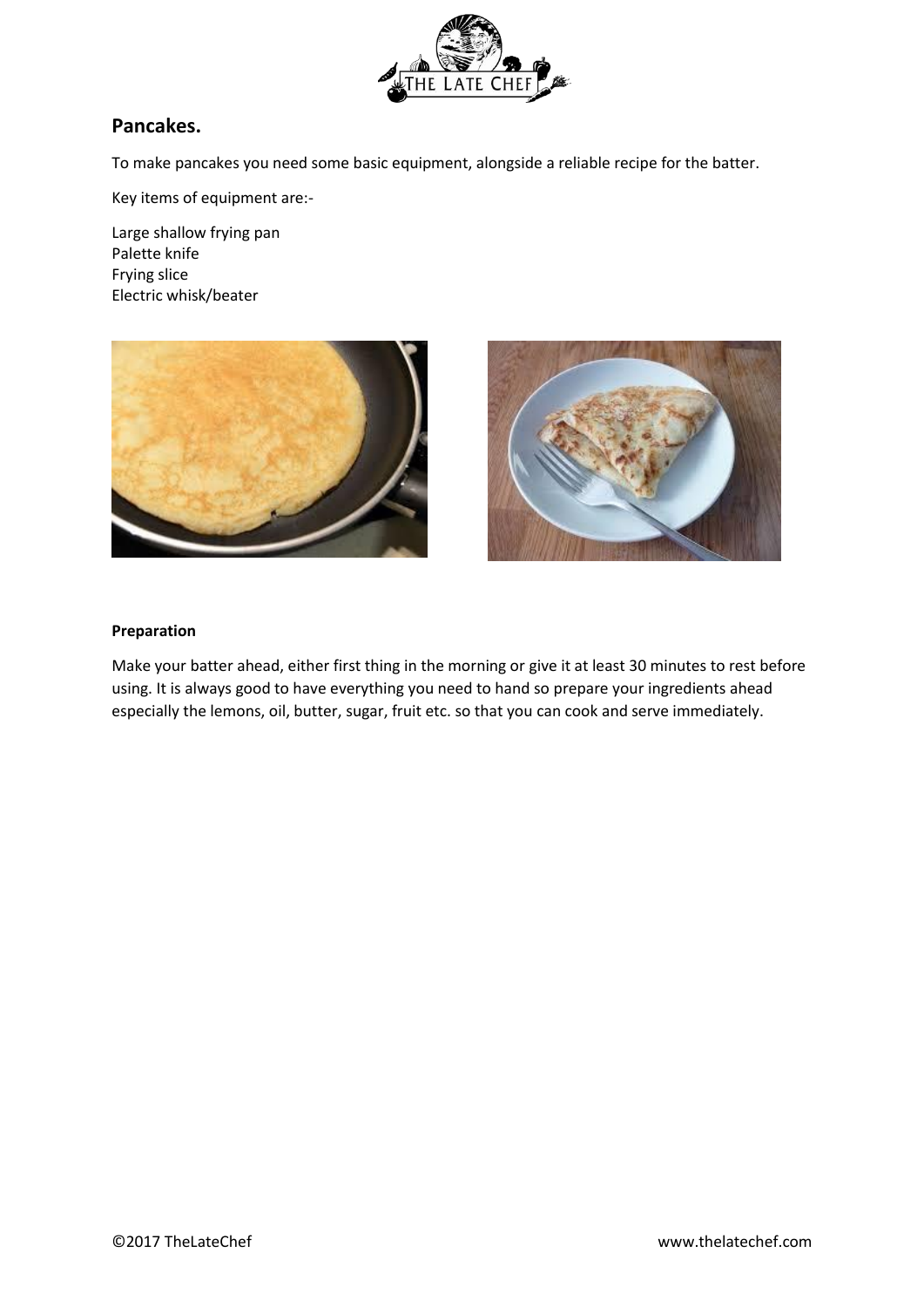## Pancakes.

To make pancakes you need some basic equipment, alongside a reliable recipe for the batter.

Key items of equipment are:-

Large shallow frying pan
Palette knife
Frying slice
Electric whisk/beater

**Preparation**

Make your batter ahead, either first thing in the morning or give it at least 30 minutes to rest before using. It is always good to have everything you need to hand so prepare your ingredients ahead especially the lemons, oil, butter, sugar, fruit etc. so that you can cook and serve immediately.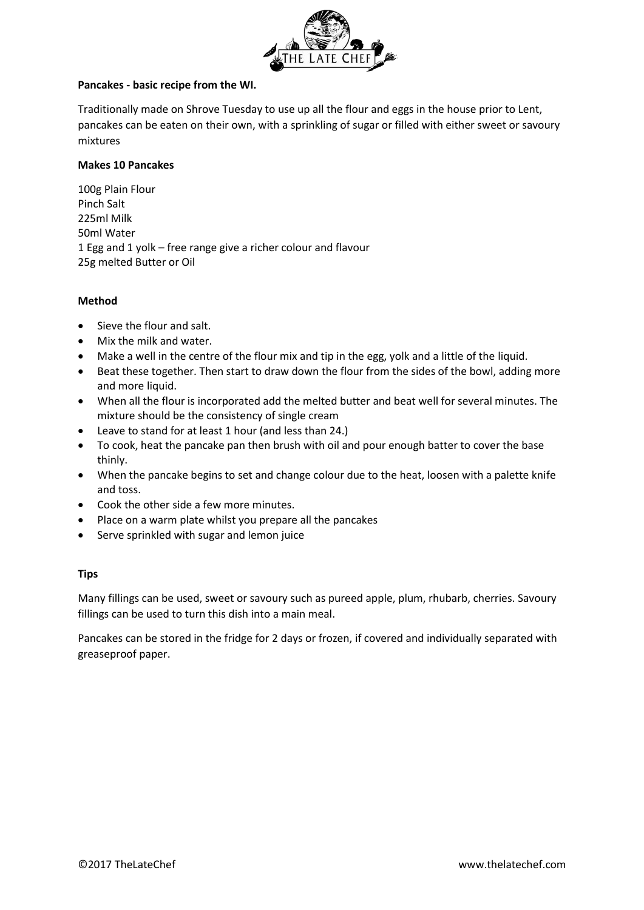**Pancakes - basic recipe from the WI.**

Traditionally made on Shrove Tuesday to use up all the flour and eggs in the house prior to Lent, pancakes can be eaten on their own, with a sprinkling of sugar or filled with either sweet or savoury mixtures

**Makes 10 Pancakes**

100g Plain Flour
Pinch Salt
225ml Milk
50ml Water
1 Egg and 1 yolk – free range give a richer colour and flavour
25g melted Butter or Oil

**Method**

- Sieve the flour and salt.
- Mix the milk and water.
- Make a well in the centre of the flour mix and tip in the egg, yolk and a little of the liquid.
- Beat these together. Then start to draw down the flour from the sides of the bowl, adding more and more liquid.
- When all the flour is incorporated add the melted butter and beat well for several minutes. The mixture should be the consistency of single cream
- Leave to stand for at least 1 hour (and less than 24.)
- To cook, heat the pancake pan then brush with oil and pour enough batter to cover the base thinly.
- When the pancake begins to set and change colour due to the heat, loosen with a palette knife and toss.
- Cook the other side a few more minutes.
- Place on a warm plate whilst you prepare all the pancakes
- Serve sprinkled with sugar and lemon juice

**Tips**

Many fillings can be used, sweet or savoury such as pureed apple, plum, rhubarb, cherries. Savoury fillings can be used to turn this dish into a main meal.

Pancakes can be stored in the fridge for 2 days or frozen, if covered and individually separated with greaseproof paper.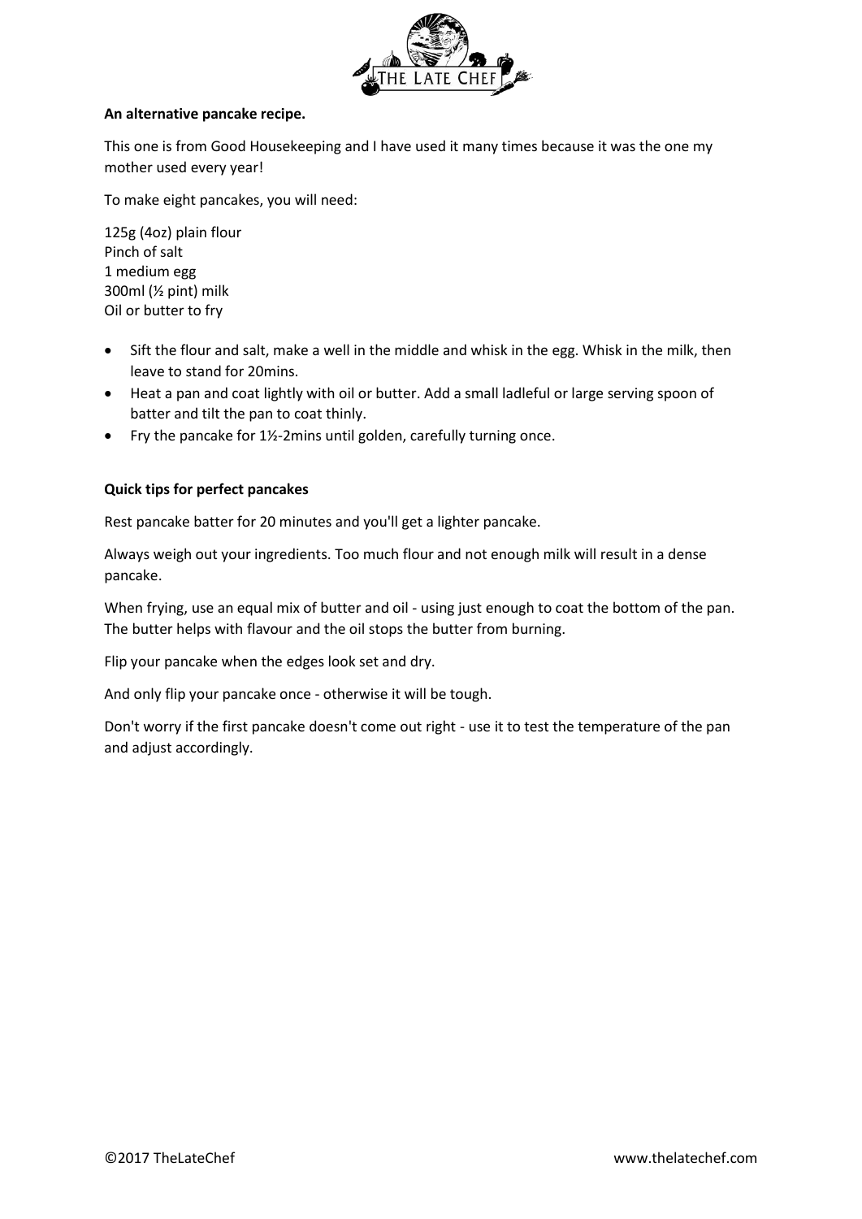**An alternative pancake recipe.**

This one is from Good Housekeeping and I have used it many times because it was the one my mother used every year!

To make eight pancakes, you will need:

125g (4oz) plain flour
Pinch of salt
1 medium egg
300ml (½ pint) milk
Oil or butter to fry

- Sift the flour and salt, make a well in the middle and whisk in the egg. Whisk in the milk, then leave to stand for 20mins.
- Heat a pan and coat lightly with oil or butter. Add a small ladleful or large serving spoon of batter and tilt the pan to coat thinly.
- Fry the pancake for 1½-2mins until golden, carefully turning once.

**Quick tips for perfect pancakes**

Rest pancake batter for 20 minutes and you'll get a lighter pancake.

Always weigh out your ingredients. Too much flour and not enough milk will result in a dense pancake.

When frying, use an equal mix of butter and oil - using just enough to coat the bottom of the pan. The butter helps with flavour and the oil stops the butter from burning.

Flip your pancake when the edges look set and dry.

And only flip your pancake once - otherwise it will be tough.

Don't worry if the first pancake doesn't come out right - use it to test the temperature of the pan and adjust accordingly.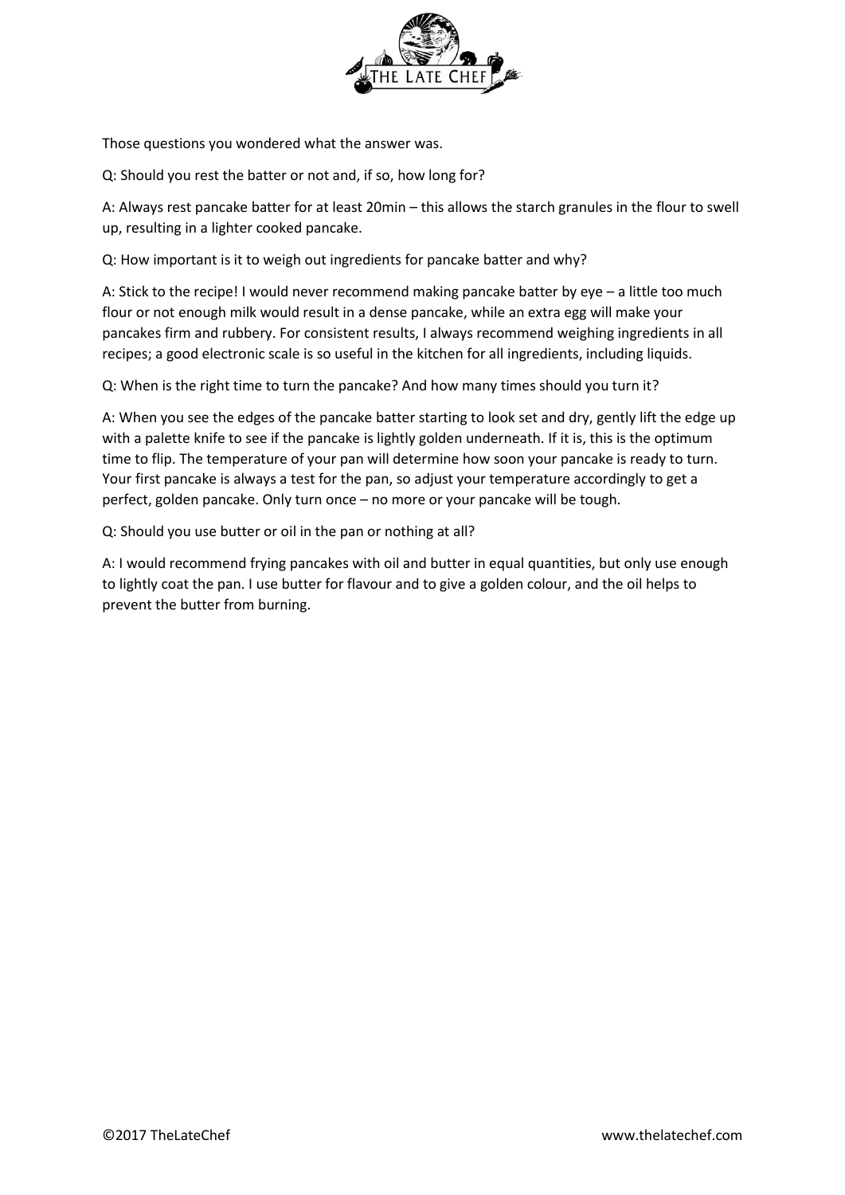Those questions you wondered what the answer was.

Q: Should you rest the batter or not and, if so, how long for?

A: Always rest pancake batter for at least 20min – this allows the starch granules in the flour to swell up, resulting in a lighter cooked pancake.

Q: How important is it to weigh out ingredients for pancake batter and why?

A: Stick to the recipe! I would never recommend making pancake batter by eye – a little too much flour or not enough milk would result in a dense pancake, while an extra egg will make your pancakes firm and rubbery. For consistent results, I always recommend weighing ingredients in all recipes; a good electronic scale is so useful in the kitchen for all ingredients, including liquids.

Q: When is the right time to turn the pancake? And how many times should you turn it?

A: When you see the edges of the pancake batter starting to look set and dry, gently lift the edge up with a palette knife to see if the pancake is lightly golden underneath. If it is, this is the optimum time to flip. The temperature of your pan will determine how soon your pancake is ready to turn. Your first pancake is always a test for the pan, so adjust your temperature accordingly to get a perfect, golden pancake. Only turn once – no more or your pancake will be tough.

Q: Should you use butter or oil in the pan or nothing at all?

A: I would recommend frying pancakes with oil and butter in equal quantities, but only use enough to lightly coat the pan. I use butter for flavour and to give a golden colour, and the oil helps to prevent the butter from burning.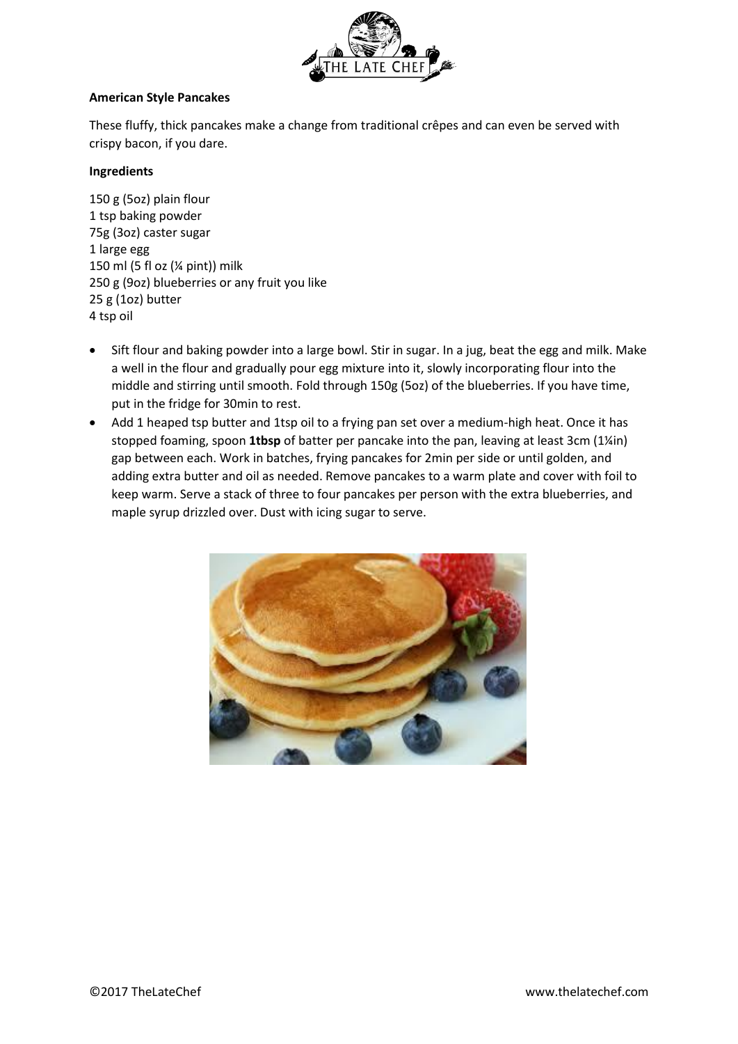**American Style Pancakes**

These fluffy, thick pancakes make a change from traditional crêpes and can even be served with crispy bacon, if you dare.

**Ingredients**

150 g (5oz) plain flour
1 tsp baking powder
75g (3oz) caster sugar
1 large egg
150 ml (5 fl oz (¼ pint)) milk
250 g (9oz) blueberries or any fruit you like
25 g (1oz) butter
4 tsp oil

- Sift flour and baking powder into a large bowl. Stir in sugar. In a jug, beat the egg and milk. Make a well in the flour and gradually pour egg mixture into it, slowly incorporating flour into the middle and stirring until smooth. Fold through 150g (5oz) of the blueberries. If you have time, put in the fridge for 30min to rest.
- Add 1 heaped tsp butter and 1tsp oil to a frying pan set over a medium-high heat. Once it has stopped foaming, spoon **1tbsp** of batter per pancake into the pan, leaving at least 3cm (1¼in) gap between each. Work in batches, frying pancakes for 2min per side or until golden, and adding extra butter and oil as needed. Remove pancakes to a warm plate and cover with foil to keep warm. Serve a stack of three to four pancakes per person with the extra blueberries, and maple syrup drizzled over. Dust with icing sugar to serve.